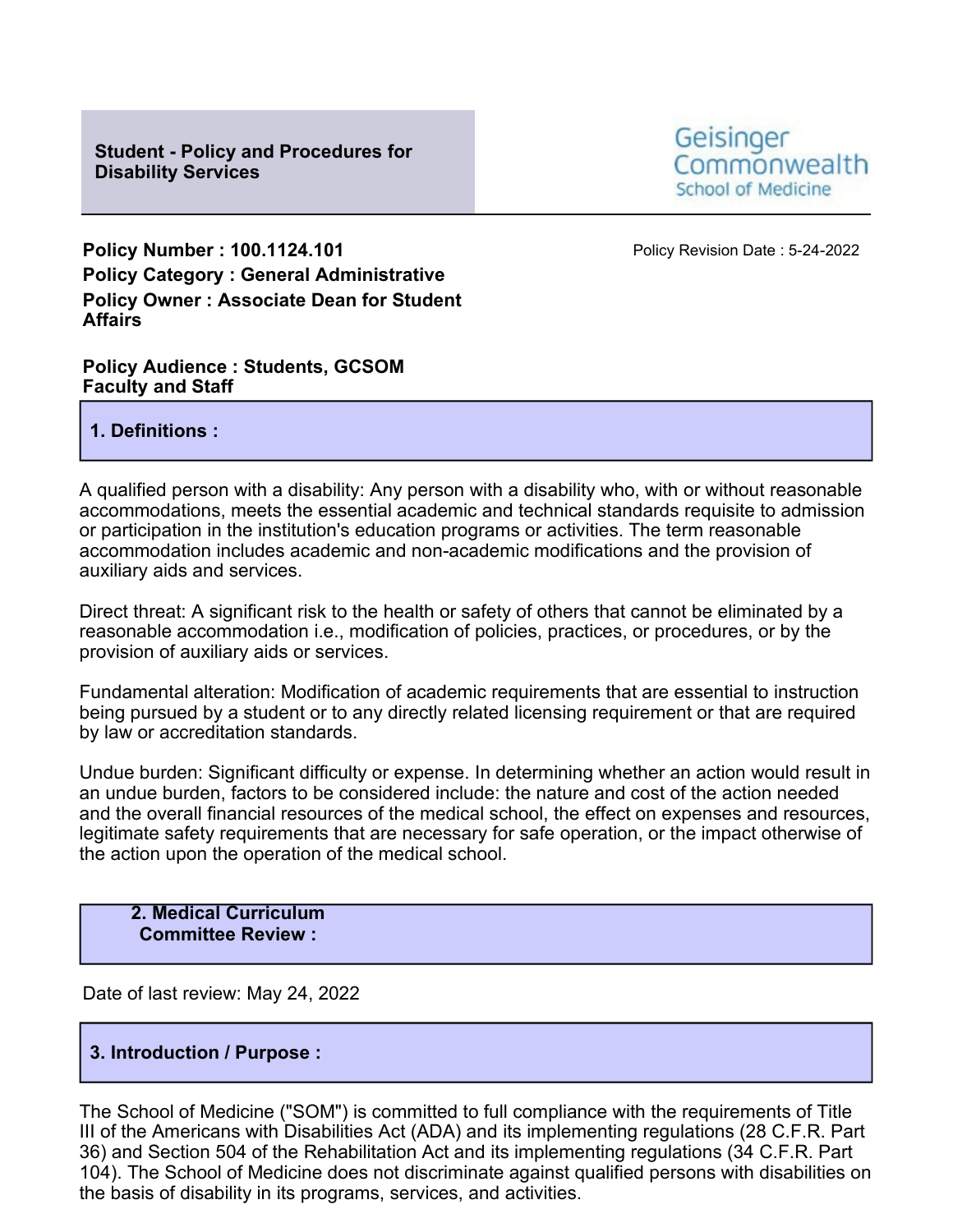# Student - Policy and Procedures for Disability Services

Geisinger Commonwealth School of Medicine

**Policy Number : 100.1124.101**
**Policy Category : General Administrative**
**Policy Owner : Associate Dean for Student Affairs**

Policy Revision Date : 5-24-2022

**Policy Audience : Students, GCSOM Faculty and Staff**

## 1. Definitions :

A qualified person with a disability: Any person with a disability who, with or without reasonable accommodations, meets the essential academic and technical standards requisite to admission or participation in the institution's education programs or activities. The term reasonable accommodation includes academic and non-academic modifications and the provision of auxiliary aids and services.

Direct threat: A significant risk to the health or safety of others that cannot be eliminated by a reasonable accommodation i.e., modification of policies, practices, or procedures, or by the provision of auxiliary aids or services.

Fundamental alteration: Modification of academic requirements that are essential to instruction being pursued by a student or to any directly related licensing requirement or that are required by law or accreditation standards.

Undue burden: Significant difficulty or expense. In determining whether an action would result in an undue burden, factors to be considered include: the nature and cost of the action needed and the overall financial resources of the medical school, the effect on expenses and resources, legitimate safety requirements that are necessary for safe operation, or the impact otherwise of the action upon the operation of the medical school.

## 2. Medical Curriculum Committee Review :

Date of last review: May 24, 2022

## 3. Introduction / Purpose :

The School of Medicine ("SOM") is committed to full compliance with the requirements of Title III of the Americans with Disabilities Act (ADA) and its implementing regulations (28 C.F.R. Part 36) and Section 504 of the Rehabilitation Act and its implementing regulations (34 C.F.R. Part 104). The School of Medicine does not discriminate against qualified persons with disabilities on the basis of disability in its programs, services, and activities.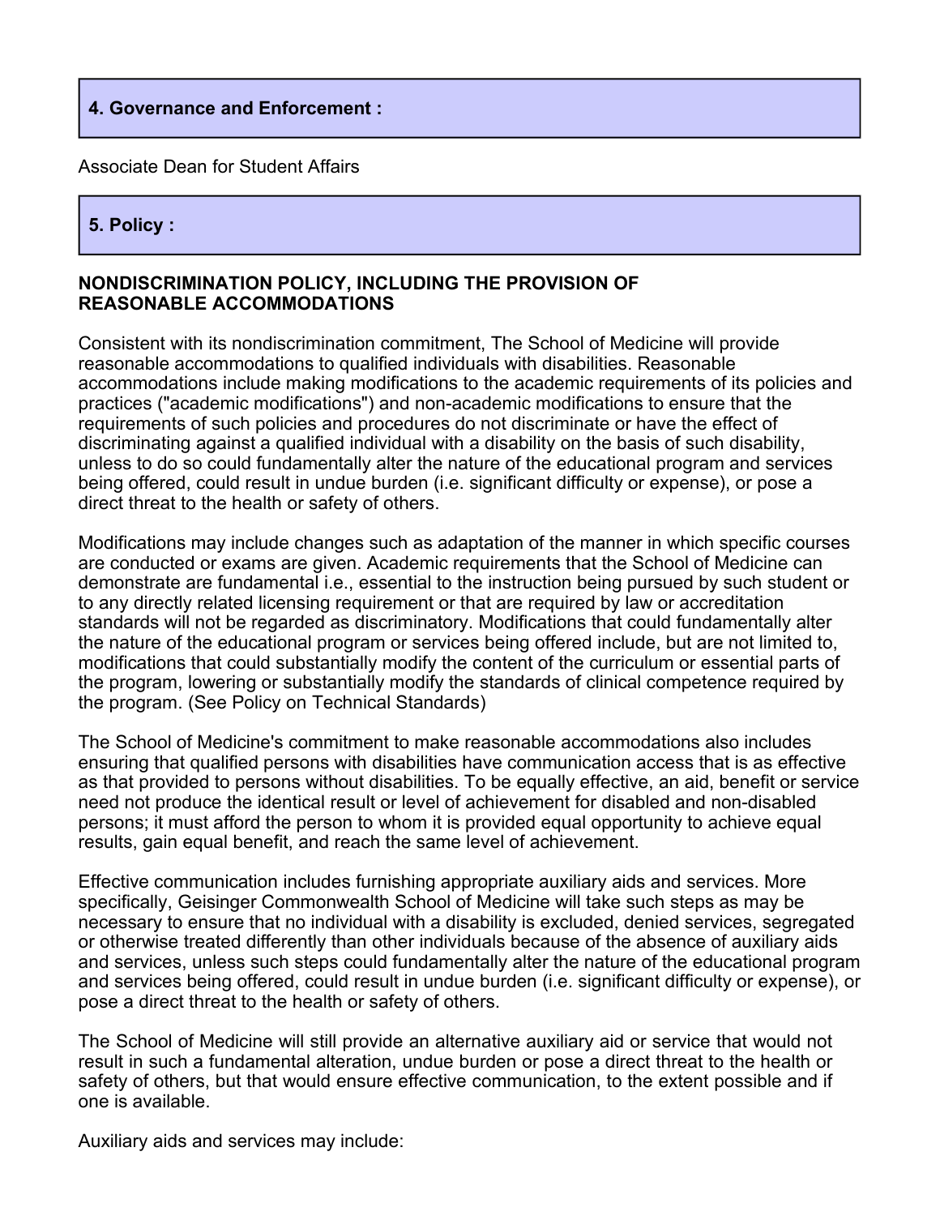## 4. Governance and Enforcement :

Associate Dean for Student Affairs

## 5. Policy :

**NONDISCRIMINATION POLICY, INCLUDING THE PROVISION OF REASONABLE ACCOMMODATIONS**

Consistent with its nondiscrimination commitment, The School of Medicine will provide reasonable accommodations to qualified individuals with disabilities. Reasonable accommodations include making modifications to the academic requirements of its policies and practices ("academic modifications") and non-academic modifications to ensure that the requirements of such policies and procedures do not discriminate or have the effect of discriminating against a qualified individual with a disability on the basis of such disability, unless to do so could fundamentally alter the nature of the educational program and services being offered, could result in undue burden (i.e. significant difficulty or expense), or pose a direct threat to the health or safety of others.

Modifications may include changes such as adaptation of the manner in which specific courses are conducted or exams are given. Academic requirements that the School of Medicine can demonstrate are fundamental i.e., essential to the instruction being pursued by such student or to any directly related licensing requirement or that are required by law or accreditation standards will not be regarded as discriminatory. Modifications that could fundamentally alter the nature of the educational program or services being offered include, but are not limited to, modifications that could substantially modify the content of the curriculum or essential parts of the program, lowering or substantially modify the standards of clinical competence required by the program. (See Policy on Technical Standards)

The School of Medicine's commitment to make reasonable accommodations also includes ensuring that qualified persons with disabilities have communication access that is as effective as that provided to persons without disabilities. To be equally effective, an aid, benefit or service need not produce the identical result or level of achievement for disabled and non-disabled persons; it must afford the person to whom it is provided equal opportunity to achieve equal results, gain equal benefit, and reach the same level of achievement.

Effective communication includes furnishing appropriate auxiliary aids and services. More specifically, Geisinger Commonwealth School of Medicine will take such steps as may be necessary to ensure that no individual with a disability is excluded, denied services, segregated or otherwise treated differently than other individuals because of the absence of auxiliary aids and services, unless such steps could fundamentally alter the nature of the educational program and services being offered, could result in undue burden (i.e. significant difficulty or expense), or pose a direct threat to the health or safety of others.

The School of Medicine will still provide an alternative auxiliary aid or service that would not result in such a fundamental alteration, undue burden or pose a direct threat to the health or safety of others, but that would ensure effective communication, to the extent possible and if one is available.

Auxiliary aids and services may include: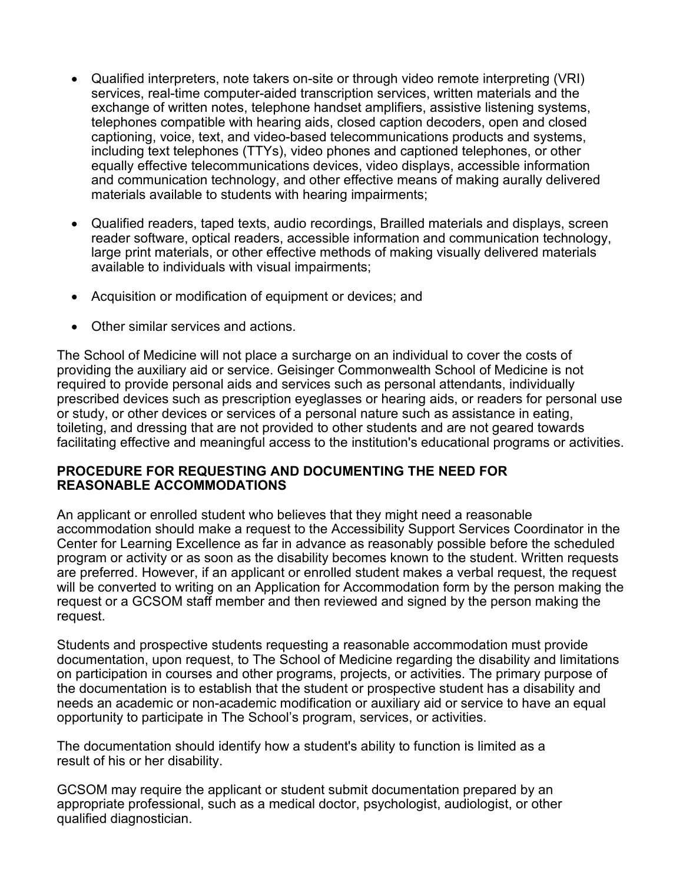- Qualified interpreters, note takers on-site or through video remote interpreting (VRI) services, real-time computer-aided transcription services, written materials and the exchange of written notes, telephone handset amplifiers, assistive listening systems, telephones compatible with hearing aids, closed caption decoders, open and closed captioning, voice, text, and video-based telecommunications products and systems, including text telephones (TTYs), video phones and captioned telephones, or other equally effective telecommunications devices, video displays, accessible information and communication technology, and other effective means of making aurally delivered materials available to students with hearing impairments;

- Qualified readers, taped texts, audio recordings, Brailled materials and displays, screen reader software, optical readers, accessible information and communication technology, large print materials, or other effective methods of making visually delivered materials available to individuals with visual impairments;

- Acquisition or modification of equipment or devices; and

- Other similar services and actions.

The School of Medicine will not place a surcharge on an individual to cover the costs of providing the auxiliary aid or service. Geisinger Commonwealth School of Medicine is not required to provide personal aids and services such as personal attendants, individually prescribed devices such as prescription eyeglasses or hearing aids, or readers for personal use or study, or other devices or services of a personal nature such as assistance in eating, toileting, and dressing that are not provided to other students and are not geared towards facilitating effective and meaningful access to the institution's educational programs or activities.

**PROCEDURE FOR REQUESTING AND DOCUMENTING THE NEED FOR REASONABLE ACCOMMODATIONS**

An applicant or enrolled student who believes that they might need a reasonable accommodation should make a request to the Accessibility Support Services Coordinator in the Center for Learning Excellence as far in advance as reasonably possible before the scheduled program or activity or as soon as the disability becomes known to the student. Written requests are preferred. However, if an applicant or enrolled student makes a verbal request, the request will be converted to writing on an Application for Accommodation form by the person making the request or a GCSOM staff member and then reviewed and signed by the person making the request.

Students and prospective students requesting a reasonable accommodation must provide documentation, upon request, to The School of Medicine regarding the disability and limitations on participation in courses and other programs, projects, or activities. The primary purpose of the documentation is to establish that the student or prospective student has a disability and needs an academic or non-academic modification or auxiliary aid or service to have an equal opportunity to participate in The School's program, services, or activities.

The documentation should identify how a student's ability to function is limited as a result of his or her disability.

GCSOM may require the applicant or student submit documentation prepared by an appropriate professional, such as a medical doctor, psychologist, audiologist, or other qualified diagnostician.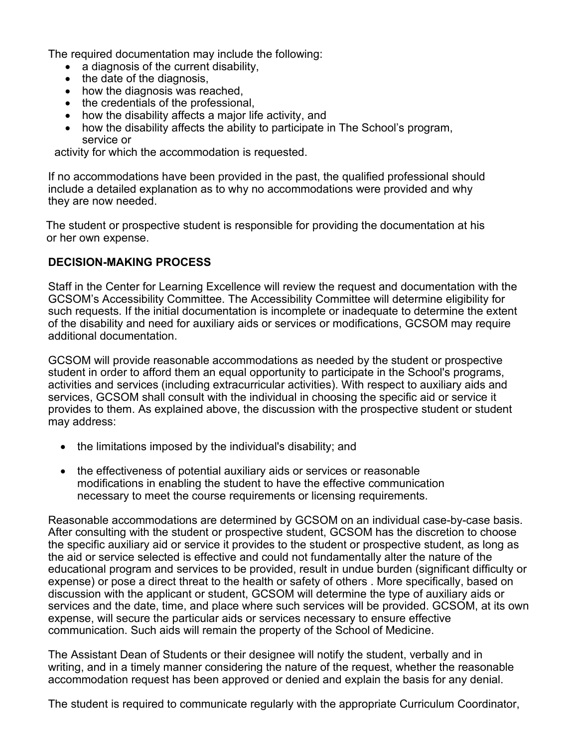The required documentation may include the following:

- a diagnosis of the current disability,
- the date of the diagnosis,
- how the diagnosis was reached,
- the credentials of the professional,
- how the disability affects a major life activity, and
- how the disability affects the ability to participate in The School's program, service or activity for which the accommodation is requested.

If no accommodations have been provided in the past, the qualified professional should include a detailed explanation as to why no accommodations were provided and why they are now needed.

The student or prospective student is responsible for providing the documentation at his or her own expense.

**DECISION-MAKING PROCESS**

Staff in the Center for Learning Excellence will review the request and documentation with the GCSOM's Accessibility Committee. The Accessibility Committee will determine eligibility for such requests. If the initial documentation is incomplete or inadequate to determine the extent of the disability and need for auxiliary aids or services or modifications, GCSOM may require additional documentation.

GCSOM will provide reasonable accommodations as needed by the student or prospective student in order to afford them an equal opportunity to participate in the School's programs, activities and services (including extracurricular activities). With respect to auxiliary aids and services, GCSOM shall consult with the individual in choosing the specific aid or service it provides to them. As explained above, the discussion with the prospective student or student may address:

- the limitations imposed by the individual's disability; and
- the effectiveness of potential auxiliary aids or services or reasonable modifications in enabling the student to have the effective communication necessary to meet the course requirements or licensing requirements.

Reasonable accommodations are determined by GCSOM on an individual case-by-case basis. After consulting with the student or prospective student, GCSOM has the discretion to choose the specific auxiliary aid or service it provides to the student or prospective student, as long as the aid or service selected is effective and could not fundamentally alter the nature of the educational program and services to be provided, result in undue burden (significant difficulty or expense) or pose a direct threat to the health or safety of others . More specifically, based on discussion with the applicant or student, GCSOM will determine the type of auxiliary aids or services and the date, time, and place where such services will be provided. GCSOM, at its own expense, will secure the particular aids or services necessary to ensure effective communication. Such aids will remain the property of the School of Medicine.

The Assistant Dean of Students or their designee will notify the student, verbally and in writing, and in a timely manner considering the nature of the request, whether the reasonable accommodation request has been approved or denied and explain the basis for any denial.

The student is required to communicate regularly with the appropriate Curriculum Coordinator,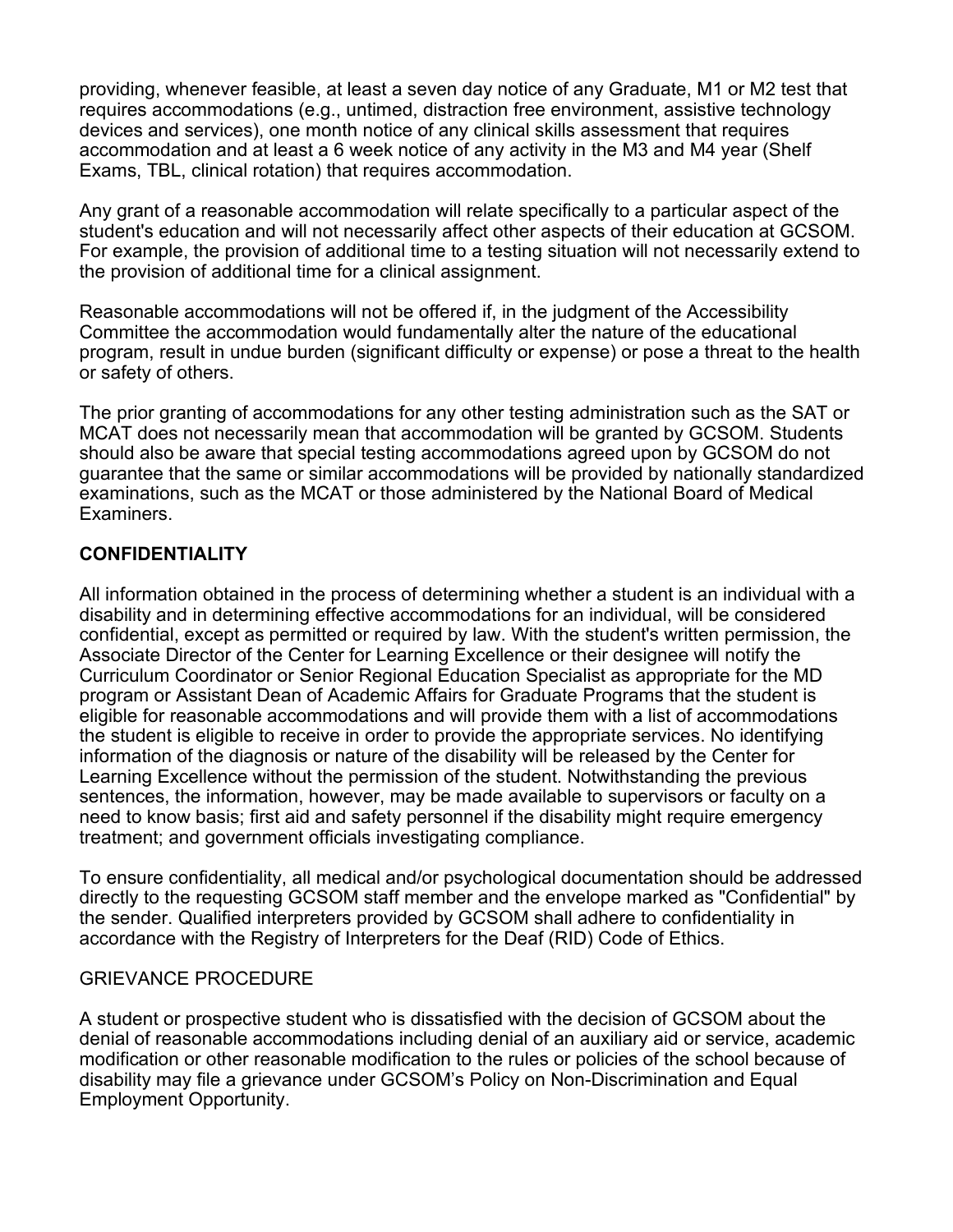providing, whenever feasible, at least a seven day notice of any Graduate, M1 or M2 test that requires accommodations (e.g., untimed, distraction free environment, assistive technology devices and services), one month notice of any clinical skills assessment that requires accommodation and at least a 6 week notice of any activity in the M3 and M4 year (Shelf Exams, TBL, clinical rotation) that requires accommodation.

Any grant of a reasonable accommodation will relate specifically to a particular aspect of the student's education and will not necessarily affect other aspects of their education at GCSOM. For example, the provision of additional time to a testing situation will not necessarily extend to the provision of additional time for a clinical assignment.

Reasonable accommodations will not be offered if, in the judgment of the Accessibility Committee the accommodation would fundamentally alter the nature of the educational program, result in undue burden (significant difficulty or expense) or pose a threat to the health or safety of others.

The prior granting of accommodations for any other testing administration such as the SAT or MCAT does not necessarily mean that accommodation will be granted by GCSOM. Students should also be aware that special testing accommodations agreed upon by GCSOM do not guarantee that the same or similar accommodations will be provided by nationally standardized examinations, such as the MCAT or those administered by the National Board of Medical Examiners.

## CONFIDENTIALITY

All information obtained in the process of determining whether a student is an individual with a disability and in determining effective accommodations for an individual, will be considered confidential, except as permitted or required by law. With the student's written permission, the Associate Director of the Center for Learning Excellence or their designee will notify the Curriculum Coordinator or Senior Regional Education Specialist as appropriate for the MD program or Assistant Dean of Academic Affairs for Graduate Programs that the student is eligible for reasonable accommodations and will provide them with a list of accommodations the student is eligible to receive in order to provide the appropriate services. No identifying information of the diagnosis or nature of the disability will be released by the Center for Learning Excellence without the permission of the student. Notwithstanding the previous sentences, the information, however, may be made available to supervisors or faculty on a need to know basis; first aid and safety personnel if the disability might require emergency treatment; and government officials investigating compliance.

To ensure confidentiality, all medical and/or psychological documentation should be addressed directly to the requesting GCSOM staff member and the envelope marked as "Confidential" by the sender. Qualified interpreters provided by GCSOM shall adhere to confidentiality in accordance with the Registry of Interpreters for the Deaf (RID) Code of Ethics.

## GRIEVANCE PROCEDURE

A student or prospective student who is dissatisfied with the decision of GCSOM about the denial of reasonable accommodations including denial of an auxiliary aid or service, academic modification or other reasonable modification to the rules or policies of the school because of disability may file a grievance under GCSOM's Policy on Non-Discrimination and Equal Employment Opportunity.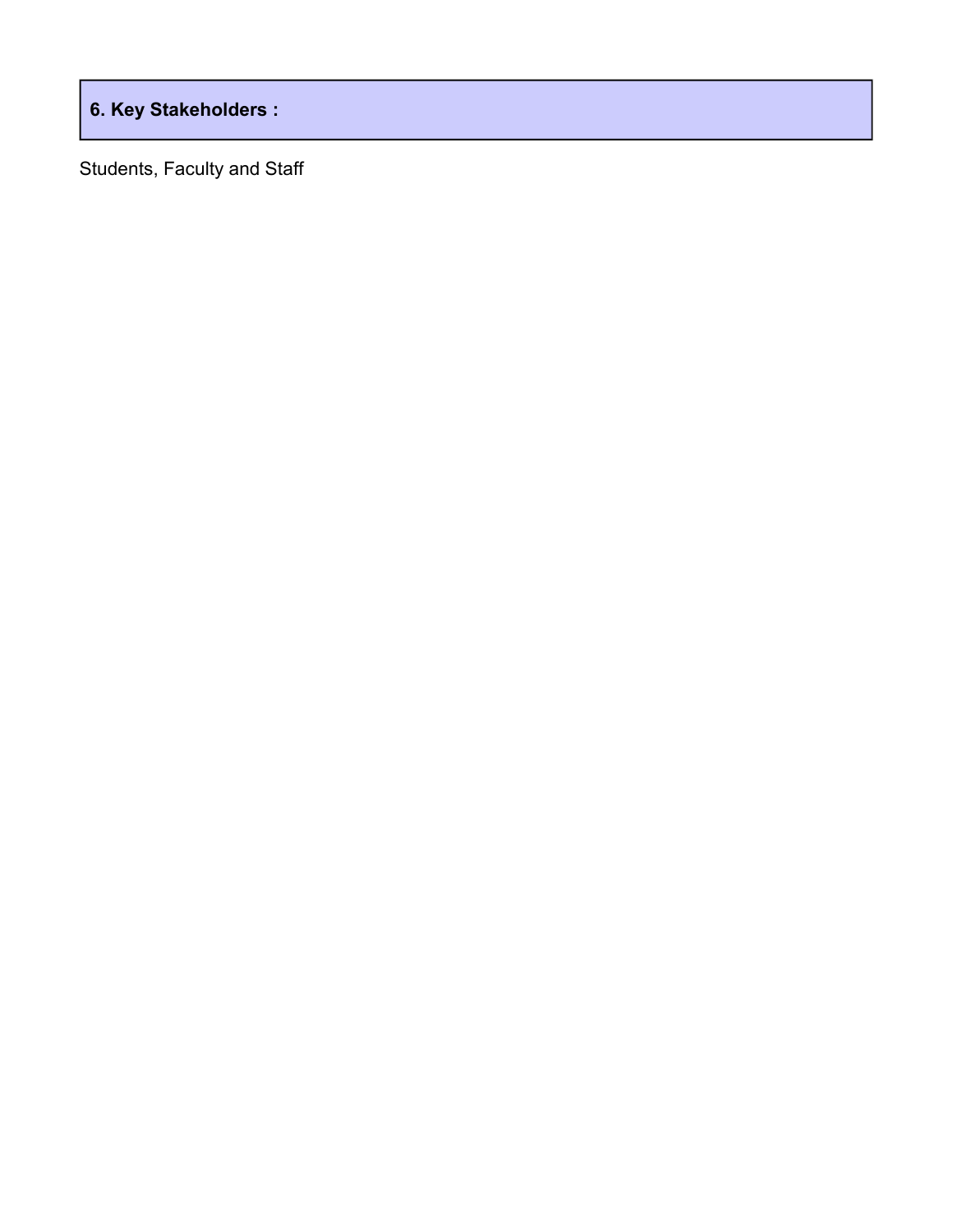## 6. Key Stakeholders :

Students, Faculty and Staff